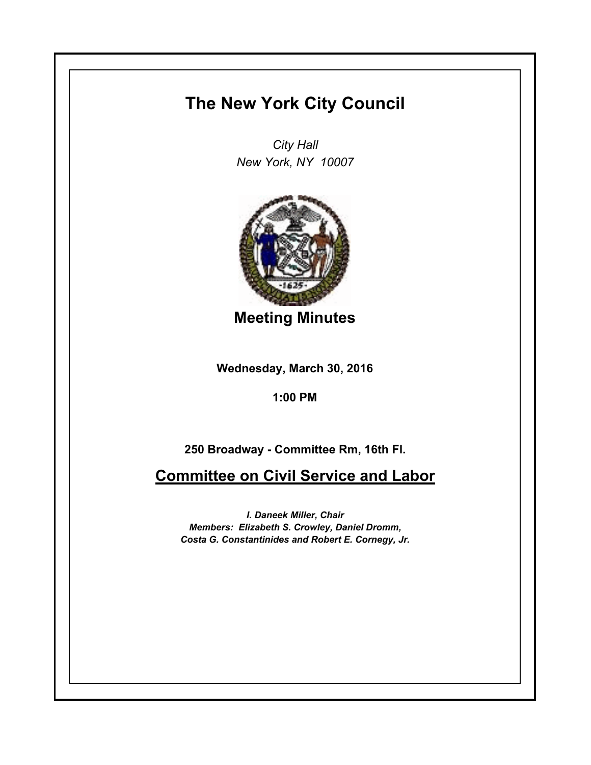# The New York City Council

*City Hall*
*New York, NY 10007*

## Meeting Minutes

**Wednesday, March 30, 2016**

**1:00 PM**

**250 Broadway - Committee Rm, 16th Fl.**

## Committee on Civil Service and Labor

***I. Daneek Miller, Chair***
***Members: Elizabeth S. Crowley, Daniel Dromm,***
***Costa G. Constantinides and Robert E. Cornegy, Jr.***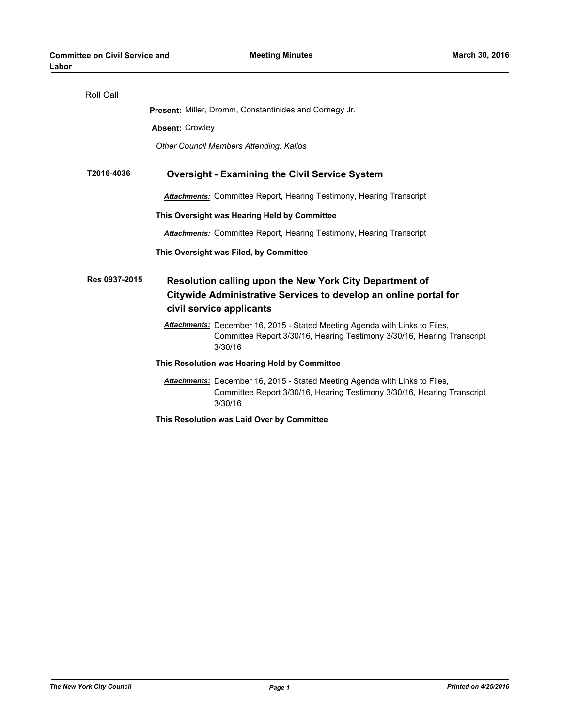Roll Call

**Present:** Miller, Dromm, Constantinides and Cornegy Jr.

**Absent:** Crowley

*Other Council Members Attending: Kallos*

**T2016-4036** **Oversight - Examining the Civil Service System**

***Attachments:*** Committee Report, Hearing Testimony, Hearing Transcript

**This Oversight was Hearing Held by Committee**

***Attachments:*** Committee Report, Hearing Testimony, Hearing Transcript

**This Oversight was Filed, by Committee**

**Res 0937-2015** **Resolution calling upon the New York City Department of Citywide Administrative Services to develop an online portal for civil service applicants**

***Attachments:*** December 16, 2015 - Stated Meeting Agenda with Links to Files, Committee Report 3/30/16, Hearing Testimony 3/30/16, Hearing Transcript 3/30/16

**This Resolution was Hearing Held by Committee**

***Attachments:*** December 16, 2015 - Stated Meeting Agenda with Links to Files, Committee Report 3/30/16, Hearing Testimony 3/30/16, Hearing Transcript 3/30/16

**This Resolution was Laid Over by Committee**